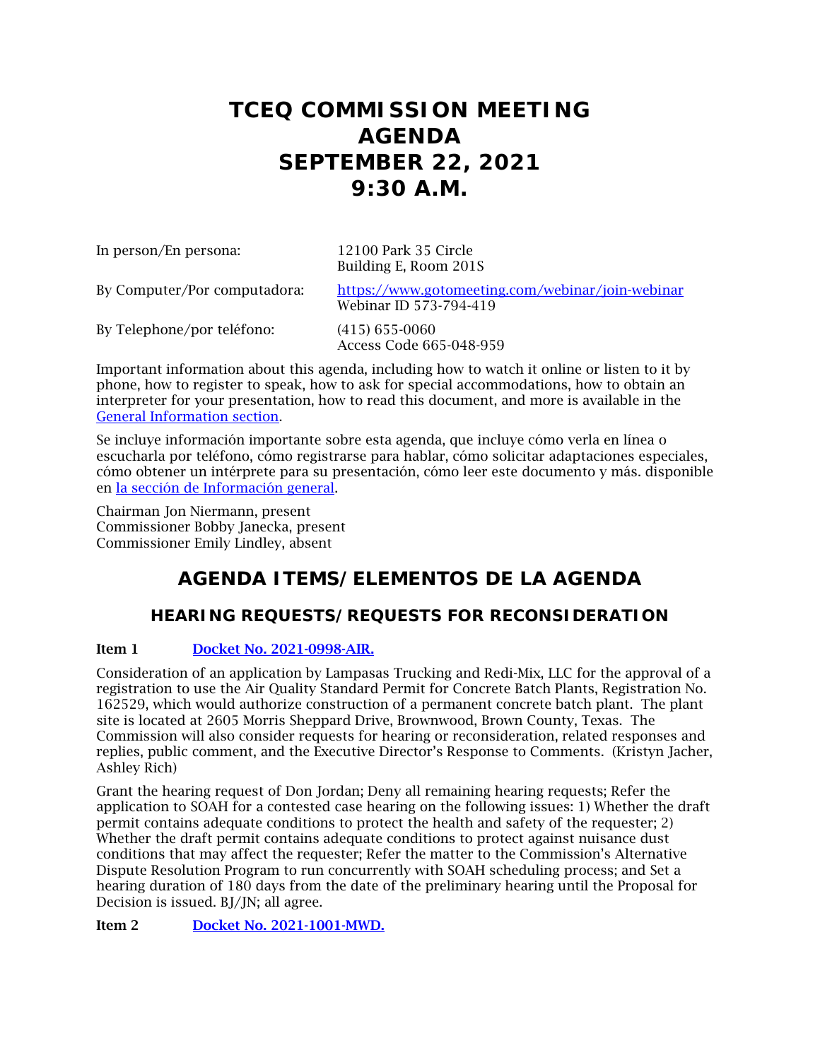# TCEQ COMMISSION MEETING AGENDA SEPTEMBER 22, 2021 9:30 A.M.

In person/En persona: 12100 Park 35 Circle
Building E, Room 201S

By Computer/Por computadora: [https://www.gotomeeting.com/webinar/join-webinar](https://www.gotomeeting.com/webinar/join-webinar)
Webinar ID 573-794-419

By Telephone/por teléfono: (415) 655-0060
Access Code 665-048-959

Important information about this agenda, including how to watch it online or listen to it by phone, how to register to speak, how to ask for special accommodations, how to obtain an interpreter for your presentation, how to read this document, and more is available in the [General Information section](#).

Se incluye información importante sobre esta agenda, que incluye cómo verla en línea o escucharla por teléfono, cómo registrarse para hablar, cómo solicitar adaptaciones especiales, cómo obtener un intérprete para su presentación, cómo leer este documento y más. disponible en [la sección de Información general](#).

Chairman Jon Niermann, present
Commissioner Bobby Janecka, present
Commissioner Emily Lindley, absent

## AGENDA ITEMS/ELEMENTOS DE LA AGENDA

### HEARING REQUESTS/REQUESTS FOR RECONSIDERATION

**Item 1** **[Docket No. 2021-0998-AIR.](#)**

Consideration of an application by Lampasas Trucking and Redi-Mix, LLC for the approval of a registration to use the Air Quality Standard Permit for Concrete Batch Plants, Registration No. 162529, which would authorize construction of a permanent concrete batch plant. The plant site is located at 2605 Morris Sheppard Drive, Brownwood, Brown County, Texas. The Commission will also consider requests for hearing or reconsideration, related responses and replies, public comment, and the Executive Director's Response to Comments. (Kristyn Jacher, Ashley Rich)

Grant the hearing request of Don Jordan; Deny all remaining hearing requests; Refer the application to SOAH for a contested case hearing on the following issues: 1) Whether the draft permit contains adequate conditions to protect the health and safety of the requester; 2) Whether the draft permit contains adequate conditions to protect against nuisance dust conditions that may affect the requester; Refer the matter to the Commission's Alternative Dispute Resolution Program to run concurrently with SOAH scheduling process; and Set a hearing duration of 180 days from the date of the preliminary hearing until the Proposal for Decision is issued. BJ/JN; all agree.

**Item 2** **[Docket No. 2021-1001-MWD.](#)**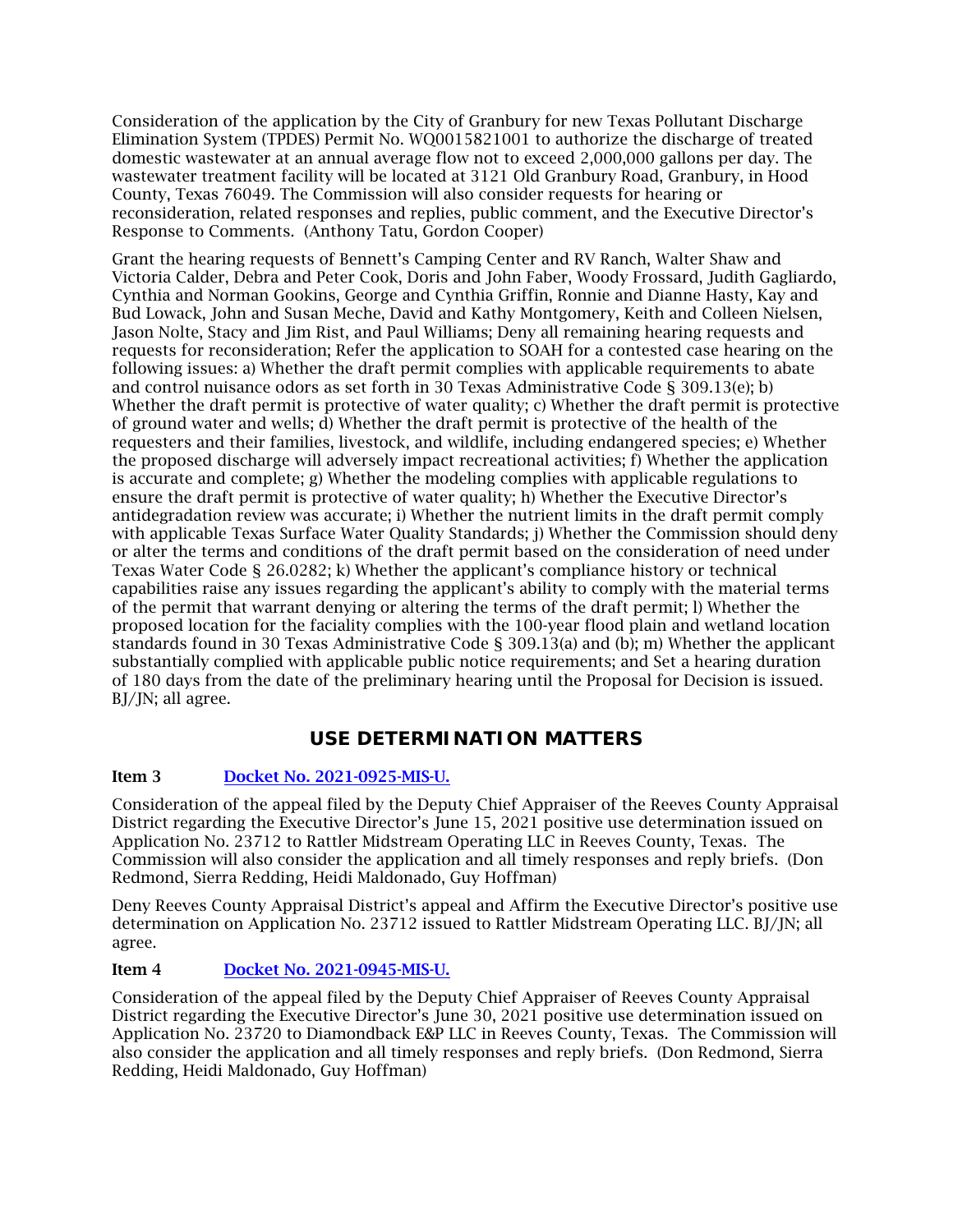Consideration of the application by the City of Granbury for new Texas Pollutant Discharge Elimination System (TPDES) Permit No. WQ0015821001 to authorize the discharge of treated domestic wastewater at an annual average flow not to exceed 2,000,000 gallons per day. The wastewater treatment facility will be located at 3121 Old Granbury Road, Granbury, in Hood County, Texas 76049. The Commission will also consider requests for hearing or reconsideration, related responses and replies, public comment, and the Executive Director's Response to Comments. (Anthony Tatu, Gordon Cooper)

Grant the hearing requests of Bennett's Camping Center and RV Ranch, Walter Shaw and Victoria Calder, Debra and Peter Cook, Doris and John Faber, Woody Frossard, Judith Gagliardo, Cynthia and Norman Gookins, George and Cynthia Griffin, Ronnie and Dianne Hasty, Kay and Bud Lowack, John and Susan Meche, David and Kathy Montgomery, Keith and Colleen Nielsen, Jason Nolte, Stacy and Jim Rist, and Paul Williams; Deny all remaining hearing requests and requests for reconsideration; Refer the application to SOAH for a contested case hearing on the following issues: a) Whether the draft permit complies with applicable requirements to abate and control nuisance odors as set forth in 30 Texas Administrative Code § 309.13(e); b) Whether the draft permit is protective of water quality; c) Whether the draft permit is protective of ground water and wells; d) Whether the draft permit is protective of the health of the requesters and their families, livestock, and wildlife, including endangered species; e) Whether the proposed discharge will adversely impact recreational activities; f) Whether the application is accurate and complete; g) Whether the modeling complies with applicable regulations to ensure the draft permit is protective of water quality; h) Whether the Executive Director's antidegradation review was accurate; i) Whether the nutrient limits in the draft permit comply with applicable Texas Surface Water Quality Standards; j) Whether the Commission should deny or alter the terms and conditions of the draft permit based on the consideration of need under Texas Water Code § 26.0282; k) Whether the applicant's compliance history or technical capabilities raise any issues regarding the applicant's ability to comply with the material terms of the permit that warrant denying or altering the terms of the draft permit; l) Whether the proposed location for the faciality complies with the 100-year flood plain and wetland location standards found in 30 Texas Administrative Code § 309.13(a) and (b); m) Whether the applicant substantially complied with applicable public notice requirements; and Set a hearing duration of 180 days from the date of the preliminary hearing until the Proposal for Decision is issued. BJ/JN; all agree.

## USE DETERMINATION MATTERS

**Item 3** [Docket No. 2021-0925-MIS-U.]

Consideration of the appeal filed by the Deputy Chief Appraiser of the Reeves County Appraisal District regarding the Executive Director's June 15, 2021 positive use determination issued on Application No. 23712 to Rattler Midstream Operating LLC in Reeves County, Texas. The Commission will also consider the application and all timely responses and reply briefs. (Don Redmond, Sierra Redding, Heidi Maldonado, Guy Hoffman)

Deny Reeves County Appraisal District's appeal and Affirm the Executive Director's positive use determination on Application No. 23712 issued to Rattler Midstream Operating LLC. BJ/JN; all agree.

**Item 4** [Docket No. 2021-0945-MIS-U.]

Consideration of the appeal filed by the Deputy Chief Appraiser of Reeves County Appraisal District regarding the Executive Director's June 30, 2021 positive use determination issued on Application No. 23720 to Diamondback E&P LLC in Reeves County, Texas. The Commission will also consider the application and all timely responses and reply briefs. (Don Redmond, Sierra Redding, Heidi Maldonado, Guy Hoffman)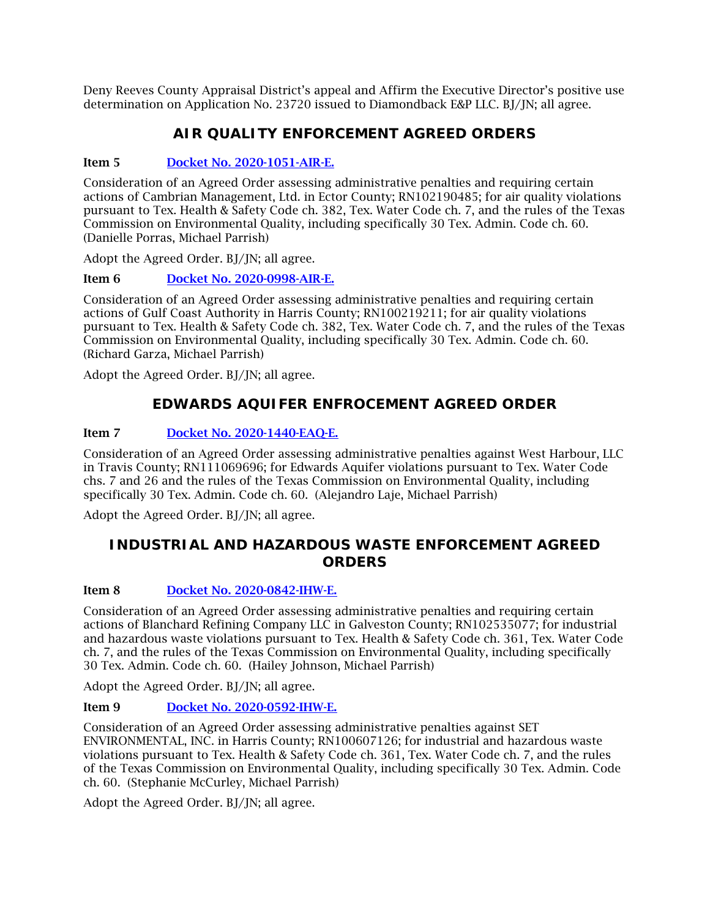Deny Reeves County Appraisal District's appeal and Affirm the Executive Director's positive use determination on Application No. 23720 issued to Diamondback E&P LLC. BJ/JN; all agree.

## AIR QUALITY ENFORCEMENT AGREED ORDERS

**Item 5** [Docket No. 2020-1051-AIR-E.]

Consideration of an Agreed Order assessing administrative penalties and requiring certain actions of Cambrian Management, Ltd. in Ector County; RN102190485; for air quality violations pursuant to Tex. Health & Safety Code ch. 382, Tex. Water Code ch. 7, and the rules of the Texas Commission on Environmental Quality, including specifically 30 Tex. Admin. Code ch. 60. (Danielle Porras, Michael Parrish)

Adopt the Agreed Order. BJ/JN; all agree.

**Item 6** [Docket No. 2020-0998-AIR-E.]

Consideration of an Agreed Order assessing administrative penalties and requiring certain actions of Gulf Coast Authority in Harris County; RN100219211; for air quality violations pursuant to Tex. Health & Safety Code ch. 382, Tex. Water Code ch. 7, and the rules of the Texas Commission on Environmental Quality, including specifically 30 Tex. Admin. Code ch. 60. (Richard Garza, Michael Parrish)

Adopt the Agreed Order. BJ/JN; all agree.

## EDWARDS AQUIFER ENFROCEMENT AGREED ORDER

**Item 7** [Docket No. 2020-1440-EAQ-E.]

Consideration of an Agreed Order assessing administrative penalties against West Harbour, LLC in Travis County; RN111069696; for Edwards Aquifer violations pursuant to Tex. Water Code chs. 7 and 26 and the rules of the Texas Commission on Environmental Quality, including specifically 30 Tex. Admin. Code ch. 60. (Alejandro Laje, Michael Parrish)

Adopt the Agreed Order. BJ/JN; all agree.

## INDUSTRIAL AND HAZARDOUS WASTE ENFORCEMENT AGREED ORDERS

**Item 8** [Docket No. 2020-0842-IHW-E.]

Consideration of an Agreed Order assessing administrative penalties and requiring certain actions of Blanchard Refining Company LLC in Galveston County; RN102535077; for industrial and hazardous waste violations pursuant to Tex. Health & Safety Code ch. 361, Tex. Water Code ch. 7, and the rules of the Texas Commission on Environmental Quality, including specifically 30 Tex. Admin. Code ch. 60. (Hailey Johnson, Michael Parrish)

Adopt the Agreed Order. BJ/JN; all agree.

**Item 9** [Docket No. 2020-0592-IHW-E.]

Consideration of an Agreed Order assessing administrative penalties against SET ENVIRONMENTAL, INC. in Harris County; RN100607126; for industrial and hazardous waste violations pursuant to Tex. Health & Safety Code ch. 361, Tex. Water Code ch. 7, and the rules of the Texas Commission on Environmental Quality, including specifically 30 Tex. Admin. Code ch. 60. (Stephanie McCurley, Michael Parrish)

Adopt the Agreed Order. BJ/JN; all agree.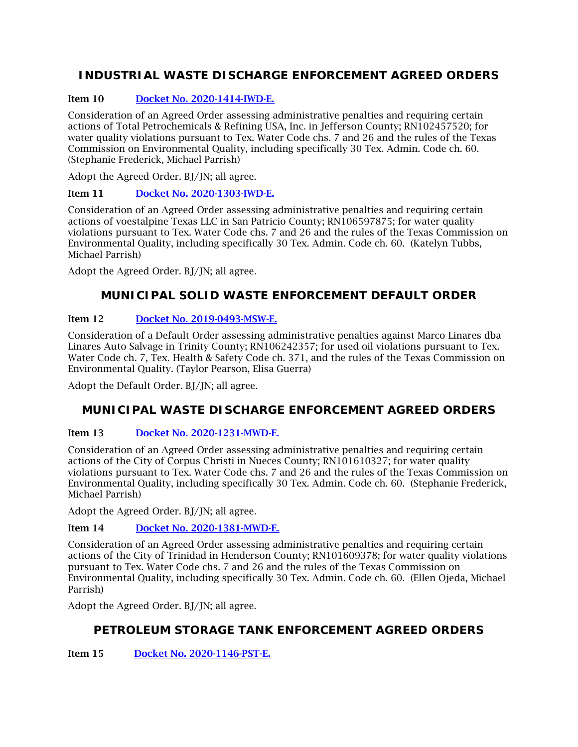## INDUSTRIAL WASTE DISCHARGE ENFORCEMENT AGREED ORDERS

**Item 10** [Docket No. 2020-1414-IWD-E.]

Consideration of an Agreed Order assessing administrative penalties and requiring certain actions of Total Petrochemicals & Refining USA, Inc. in Jefferson County; RN102457520; for water quality violations pursuant to Tex. Water Code chs. 7 and 26 and the rules of the Texas Commission on Environmental Quality, including specifically 30 Tex. Admin. Code ch. 60. (Stephanie Frederick, Michael Parrish)

Adopt the Agreed Order. BJ/JN; all agree.

**Item 11** [Docket No. 2020-1303-IWD-E.]

Consideration of an Agreed Order assessing administrative penalties and requiring certain actions of voestalpine Texas LLC in San Patricio County; RN106597875; for water quality violations pursuant to Tex. Water Code chs. 7 and 26 and the rules of the Texas Commission on Environmental Quality, including specifically 30 Tex. Admin. Code ch. 60. (Katelyn Tubbs, Michael Parrish)

Adopt the Agreed Order. BJ/JN; all agree.

## MUNICIPAL SOLID WASTE ENFORCEMENT DEFAULT ORDER

**Item 12** [Docket No. 2019-0493-MSW-E.]

Consideration of a Default Order assessing administrative penalties against Marco Linares dba Linares Auto Salvage in Trinity County; RN106242357; for used oil violations pursuant to Tex. Water Code ch. 7, Tex. Health & Safety Code ch. 371, and the rules of the Texas Commission on Environmental Quality. (Taylor Pearson, Elisa Guerra)

Adopt the Default Order. BJ/JN; all agree.

## MUNICIPAL WASTE DISCHARGE ENFORCEMENT AGREED ORDERS

**Item 13** [Docket No. 2020-1231-MWD-E.]

Consideration of an Agreed Order assessing administrative penalties and requiring certain actions of the City of Corpus Christi in Nueces County; RN101610327; for water quality violations pursuant to Tex. Water Code chs. 7 and 26 and the rules of the Texas Commission on Environmental Quality, including specifically 30 Tex. Admin. Code ch. 60. (Stephanie Frederick, Michael Parrish)

Adopt the Agreed Order. BJ/JN; all agree.

**Item 14** [Docket No. 2020-1381-MWD-E.]

Consideration of an Agreed Order assessing administrative penalties and requiring certain actions of the City of Trinidad in Henderson County; RN101609378; for water quality violations pursuant to Tex. Water Code chs. 7 and 26 and the rules of the Texas Commission on Environmental Quality, including specifically 30 Tex. Admin. Code ch. 60. (Ellen Ojeda, Michael Parrish)

Adopt the Agreed Order. BJ/JN; all agree.

## PETROLEUM STORAGE TANK ENFORCEMENT AGREED ORDERS

**Item 15** [Docket No. 2020-1146-PST-E.]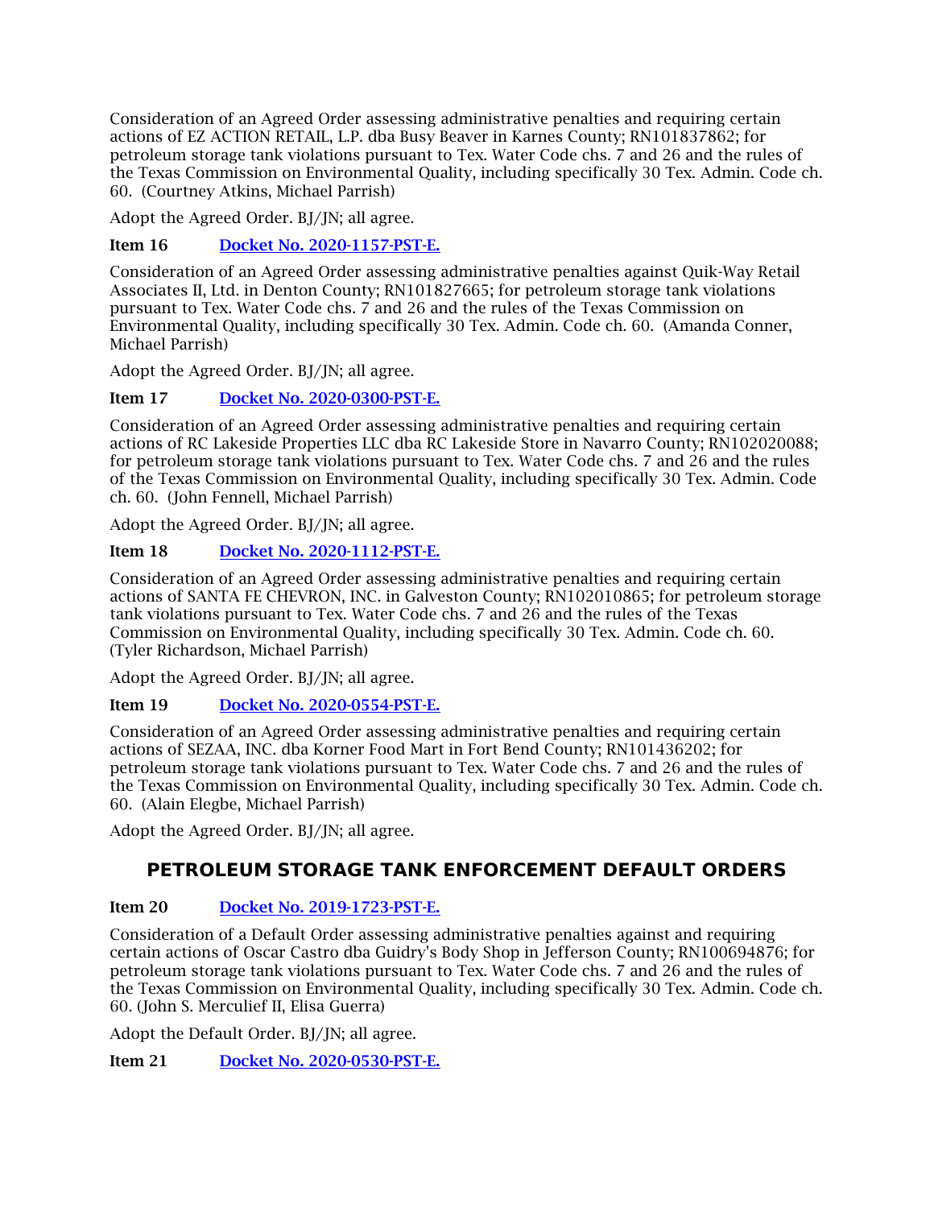Consideration of an Agreed Order assessing administrative penalties and requiring certain actions of EZ ACTION RETAIL, L.P. dba Busy Beaver in Karnes County; RN101837862; for petroleum storage tank violations pursuant to Tex. Water Code chs. 7 and 26 and the rules of the Texas Commission on Environmental Quality, including specifically 30 Tex. Admin. Code ch. 60. (Courtney Atkins, Michael Parrish)

Adopt the Agreed Order. BJ/JN; all agree.

**Item 16** [Docket No. 2020-1157-PST-E.]

Consideration of an Agreed Order assessing administrative penalties against Quik-Way Retail Associates II, Ltd. in Denton County; RN101827665; for petroleum storage tank violations pursuant to Tex. Water Code chs. 7 and 26 and the rules of the Texas Commission on Environmental Quality, including specifically 30 Tex. Admin. Code ch. 60. (Amanda Conner, Michael Parrish)

Adopt the Agreed Order. BJ/JN; all agree.

**Item 17** [Docket No. 2020-0300-PST-E.]

Consideration of an Agreed Order assessing administrative penalties and requiring certain actions of RC Lakeside Properties LLC dba RC Lakeside Store in Navarro County; RN102020088; for petroleum storage tank violations pursuant to Tex. Water Code chs. 7 and 26 and the rules of the Texas Commission on Environmental Quality, including specifically 30 Tex. Admin. Code ch. 60. (John Fennell, Michael Parrish)

Adopt the Agreed Order. BJ/JN; all agree.

**Item 18** [Docket No. 2020-1112-PST-E.]

Consideration of an Agreed Order assessing administrative penalties and requiring certain actions of SANTA FE CHEVRON, INC. in Galveston County; RN102010865; for petroleum storage tank violations pursuant to Tex. Water Code chs. 7 and 26 and the rules of the Texas Commission on Environmental Quality, including specifically 30 Tex. Admin. Code ch. 60. (Tyler Richardson, Michael Parrish)

Adopt the Agreed Order. BJ/JN; all agree.

**Item 19** [Docket No. 2020-0554-PST-E.]

Consideration of an Agreed Order assessing administrative penalties and requiring certain actions of SEZAA, INC. dba Korner Food Mart in Fort Bend County; RN101436202; for petroleum storage tank violations pursuant to Tex. Water Code chs. 7 and 26 and the rules of the Texas Commission on Environmental Quality, including specifically 30 Tex. Admin. Code ch. 60. (Alain Elegbe, Michael Parrish)

Adopt the Agreed Order. BJ/JN; all agree.

## PETROLEUM STORAGE TANK ENFORCEMENT DEFAULT ORDERS

**Item 20** [Docket No. 2019-1723-PST-E.]

Consideration of a Default Order assessing administrative penalties against and requiring certain actions of Oscar Castro dba Guidry's Body Shop in Jefferson County; RN100694876; for petroleum storage tank violations pursuant to Tex. Water Code chs. 7 and 26 and the rules of the Texas Commission on Environmental Quality, including specifically 30 Tex. Admin. Code ch. 60. (John S. Merculief II, Elisa Guerra)

Adopt the Default Order. BJ/JN; all agree.

**Item 21** [Docket No. 2020-0530-PST-E.]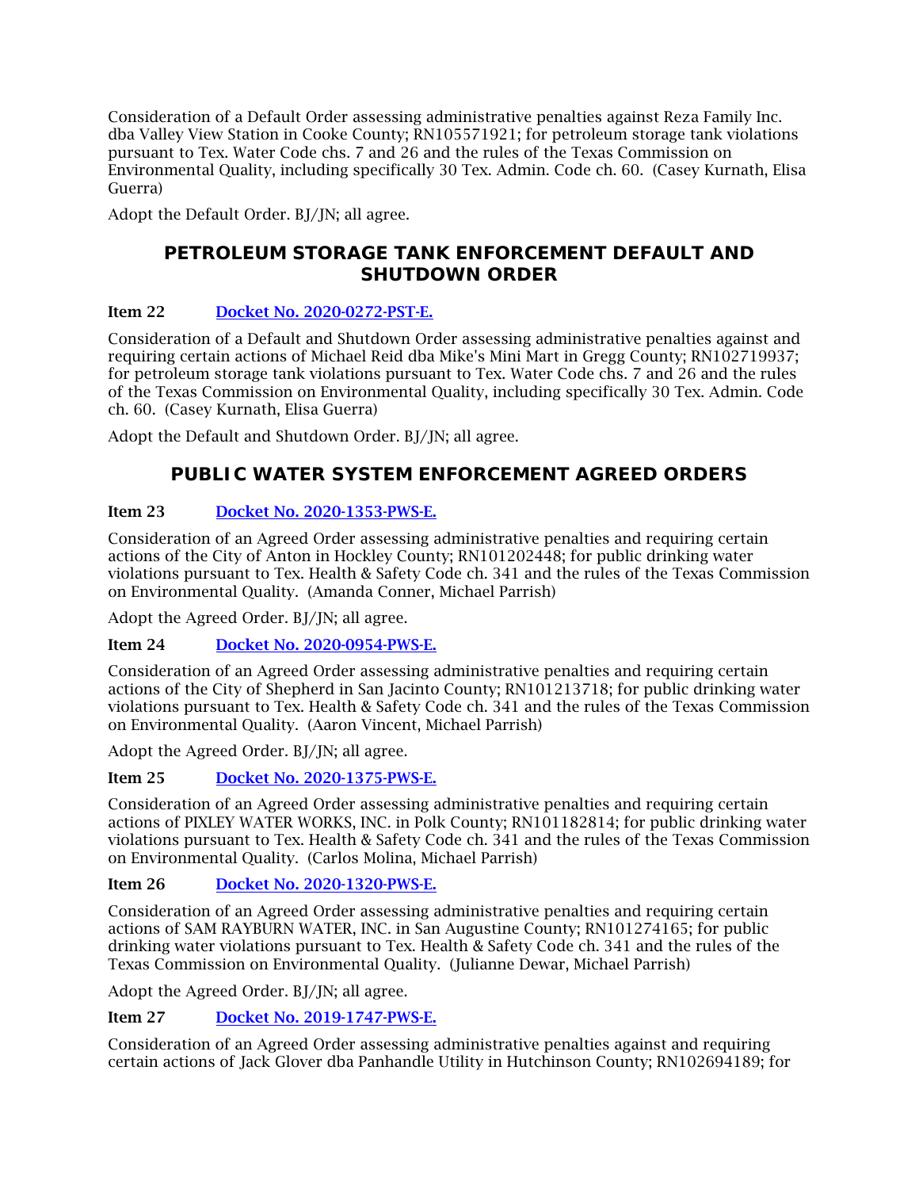Consideration of a Default Order assessing administrative penalties against Reza Family Inc. dba Valley View Station in Cooke County; RN105571921; for petroleum storage tank violations pursuant to Tex. Water Code chs. 7 and 26 and the rules of the Texas Commission on Environmental Quality, including specifically 30 Tex. Admin. Code ch. 60. (Casey Kurnath, Elisa Guerra)

Adopt the Default Order. BJ/JN; all agree.

## PETROLEUM STORAGE TANK ENFORCEMENT DEFAULT AND SHUTDOWN ORDER

**Item 22** [Docket No. 2020-0272-PST-E.]

Consideration of a Default and Shutdown Order assessing administrative penalties against and requiring certain actions of Michael Reid dba Mike's Mini Mart in Gregg County; RN102719937; for petroleum storage tank violations pursuant to Tex. Water Code chs. 7 and 26 and the rules of the Texas Commission on Environmental Quality, including specifically 30 Tex. Admin. Code ch. 60. (Casey Kurnath, Elisa Guerra)

Adopt the Default and Shutdown Order. BJ/JN; all agree.

## PUBLIC WATER SYSTEM ENFORCEMENT AGREED ORDERS

**Item 23** [Docket No. 2020-1353-PWS-E.]

Consideration of an Agreed Order assessing administrative penalties and requiring certain actions of the City of Anton in Hockley County; RN101202448; for public drinking water violations pursuant to Tex. Health & Safety Code ch. 341 and the rules of the Texas Commission on Environmental Quality. (Amanda Conner, Michael Parrish)

Adopt the Agreed Order. BJ/JN; all agree.

**Item 24** [Docket No. 2020-0954-PWS-E.]

Consideration of an Agreed Order assessing administrative penalties and requiring certain actions of the City of Shepherd in San Jacinto County; RN101213718; for public drinking water violations pursuant to Tex. Health & Safety Code ch. 341 and the rules of the Texas Commission on Environmental Quality. (Aaron Vincent, Michael Parrish)

Adopt the Agreed Order. BJ/JN; all agree.

**Item 25** [Docket No. 2020-1375-PWS-E.]

Consideration of an Agreed Order assessing administrative penalties and requiring certain actions of PIXLEY WATER WORKS, INC. in Polk County; RN101182814; for public drinking water violations pursuant to Tex. Health & Safety Code ch. 341 and the rules of the Texas Commission on Environmental Quality. (Carlos Molina, Michael Parrish)

**Item 26** [Docket No. 2020-1320-PWS-E.]

Consideration of an Agreed Order assessing administrative penalties and requiring certain actions of SAM RAYBURN WATER, INC. in San Augustine County; RN101274165; for public drinking water violations pursuant to Tex. Health & Safety Code ch. 341 and the rules of the Texas Commission on Environmental Quality. (Julianne Dewar, Michael Parrish)

Adopt the Agreed Order. BJ/JN; all agree.

**Item 27** [Docket No. 2019-1747-PWS-E.]

Consideration of an Agreed Order assessing administrative penalties against and requiring certain actions of Jack Glover dba Panhandle Utility in Hutchinson County; RN102694189; for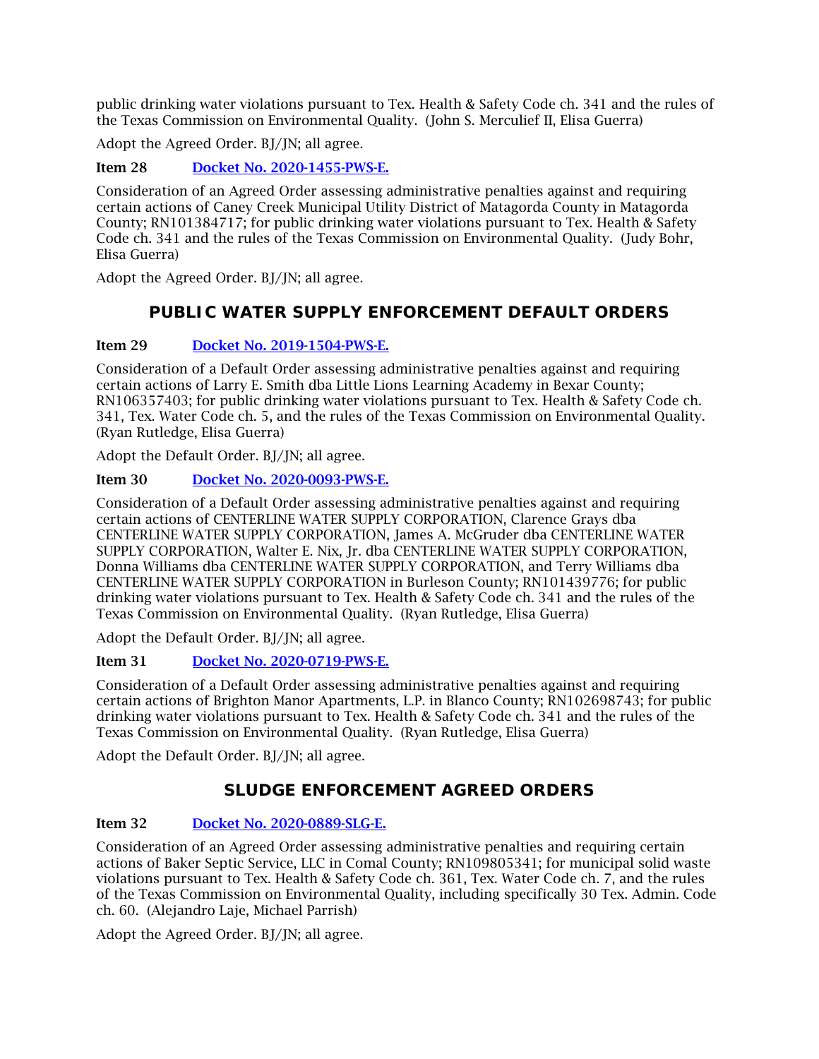public drinking water violations pursuant to Tex. Health & Safety Code ch. 341 and the rules of the Texas Commission on Environmental Quality. (John S. Merculief II, Elisa Guerra)

Adopt the Agreed Order. BJ/JN; all agree.

**Item 28** [Docket No. 2020-1455-PWS-E.]

Consideration of an Agreed Order assessing administrative penalties against and requiring certain actions of Caney Creek Municipal Utility District of Matagorda County in Matagorda County; RN101384717; for public drinking water violations pursuant to Tex. Health & Safety Code ch. 341 and the rules of the Texas Commission on Environmental Quality. (Judy Bohr, Elisa Guerra)

Adopt the Agreed Order. BJ/JN; all agree.

## PUBLIC WATER SUPPLY ENFORCEMENT DEFAULT ORDERS

**Item 29** [Docket No. 2019-1504-PWS-E.]

Consideration of a Default Order assessing administrative penalties against and requiring certain actions of Larry E. Smith dba Little Lions Learning Academy in Bexar County; RN106357403; for public drinking water violations pursuant to Tex. Health & Safety Code ch. 341, Tex. Water Code ch. 5, and the rules of the Texas Commission on Environmental Quality. (Ryan Rutledge, Elisa Guerra)

Adopt the Default Order. BJ/JN; all agree.

**Item 30** [Docket No. 2020-0093-PWS-E.]

Consideration of a Default Order assessing administrative penalties against and requiring certain actions of CENTERLINE WATER SUPPLY CORPORATION, Clarence Grays dba CENTERLINE WATER SUPPLY CORPORATION, James A. McGruder dba CENTERLINE WATER SUPPLY CORPORATION, Walter E. Nix, Jr. dba CENTERLINE WATER SUPPLY CORPORATION, Donna Williams dba CENTERLINE WATER SUPPLY CORPORATION, and Terry Williams dba CENTERLINE WATER SUPPLY CORPORATION in Burleson County; RN101439776; for public drinking water violations pursuant to Tex. Health & Safety Code ch. 341 and the rules of the Texas Commission on Environmental Quality. (Ryan Rutledge, Elisa Guerra)

Adopt the Default Order. BJ/JN; all agree.

**Item 31** [Docket No. 2020-0719-PWS-E.]

Consideration of a Default Order assessing administrative penalties against and requiring certain actions of Brighton Manor Apartments, L.P. in Blanco County; RN102698743; for public drinking water violations pursuant to Tex. Health & Safety Code ch. 341 and the rules of the Texas Commission on Environmental Quality. (Ryan Rutledge, Elisa Guerra)

Adopt the Default Order. BJ/JN; all agree.

## SLUDGE ENFORCEMENT AGREED ORDERS

**Item 32** [Docket No. 2020-0889-SLG-E.]

Consideration of an Agreed Order assessing administrative penalties and requiring certain actions of Baker Septic Service, LLC in Comal County; RN109805341; for municipal solid waste violations pursuant to Tex. Health & Safety Code ch. 361, Tex. Water Code ch. 7, and the rules of the Texas Commission on Environmental Quality, including specifically 30 Tex. Admin. Code ch. 60. (Alejandro Laje, Michael Parrish)

Adopt the Agreed Order. BJ/JN; all agree.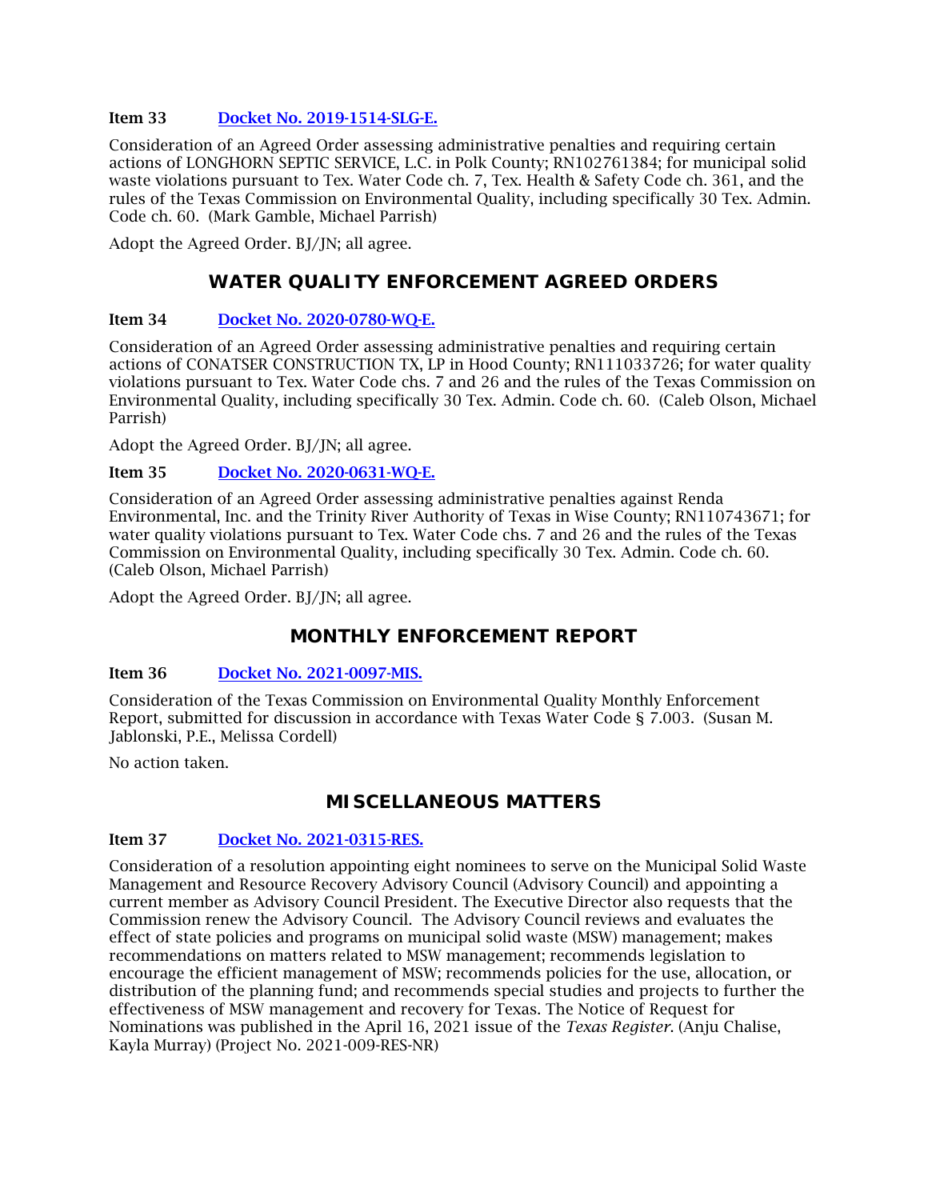**Item 33** [Docket No. 2019-1514-SLG-E.]

Consideration of an Agreed Order assessing administrative penalties and requiring certain actions of LONGHORN SEPTIC SERVICE, L.C. in Polk County; RN102761384; for municipal solid waste violations pursuant to Tex. Water Code ch. 7, Tex. Health & Safety Code ch. 361, and the rules of the Texas Commission on Environmental Quality, including specifically 30 Tex. Admin. Code ch. 60. (Mark Gamble, Michael Parrish)

Adopt the Agreed Order. BJ/JN; all agree.

## WATER QUALITY ENFORCEMENT AGREED ORDERS

**Item 34** [Docket No. 2020-0780-WQ-E.]

Consideration of an Agreed Order assessing administrative penalties and requiring certain actions of CONATSER CONSTRUCTION TX, LP in Hood County; RN111033726; for water quality violations pursuant to Tex. Water Code chs. 7 and 26 and the rules of the Texas Commission on Environmental Quality, including specifically 30 Tex. Admin. Code ch. 60. (Caleb Olson, Michael Parrish)

Adopt the Agreed Order. BJ/JN; all agree.

**Item 35** [Docket No. 2020-0631-WQ-E.]

Consideration of an Agreed Order assessing administrative penalties against Renda Environmental, Inc. and the Trinity River Authority of Texas in Wise County; RN110743671; for water quality violations pursuant to Tex. Water Code chs. 7 and 26 and the rules of the Texas Commission on Environmental Quality, including specifically 30 Tex. Admin. Code ch. 60. (Caleb Olson, Michael Parrish)

Adopt the Agreed Order. BJ/JN; all agree.

## MONTHLY ENFORCEMENT REPORT

**Item 36** [Docket No. 2021-0097-MIS.]

Consideration of the Texas Commission on Environmental Quality Monthly Enforcement Report, submitted for discussion in accordance with Texas Water Code § 7.003. (Susan M. Jablonski, P.E., Melissa Cordell)

No action taken.

## MISCELLANEOUS MATTERS

**Item 37** [Docket No. 2021-0315-RES.]

Consideration of a resolution appointing eight nominees to serve on the Municipal Solid Waste Management and Resource Recovery Advisory Council (Advisory Council) and appointing a current member as Advisory Council President. The Executive Director also requests that the Commission renew the Advisory Council. The Advisory Council reviews and evaluates the effect of state policies and programs on municipal solid waste (MSW) management; makes recommendations on matters related to MSW management; recommends legislation to encourage the efficient management of MSW; recommends policies for the use, allocation, or distribution of the planning fund; and recommends special studies and projects to further the effectiveness of MSW management and recovery for Texas. The Notice of Request for Nominations was published in the April 16, 2021 issue of the *Texas Register.* (Anju Chalise, Kayla Murray) (Project No. 2021-009-RES-NR)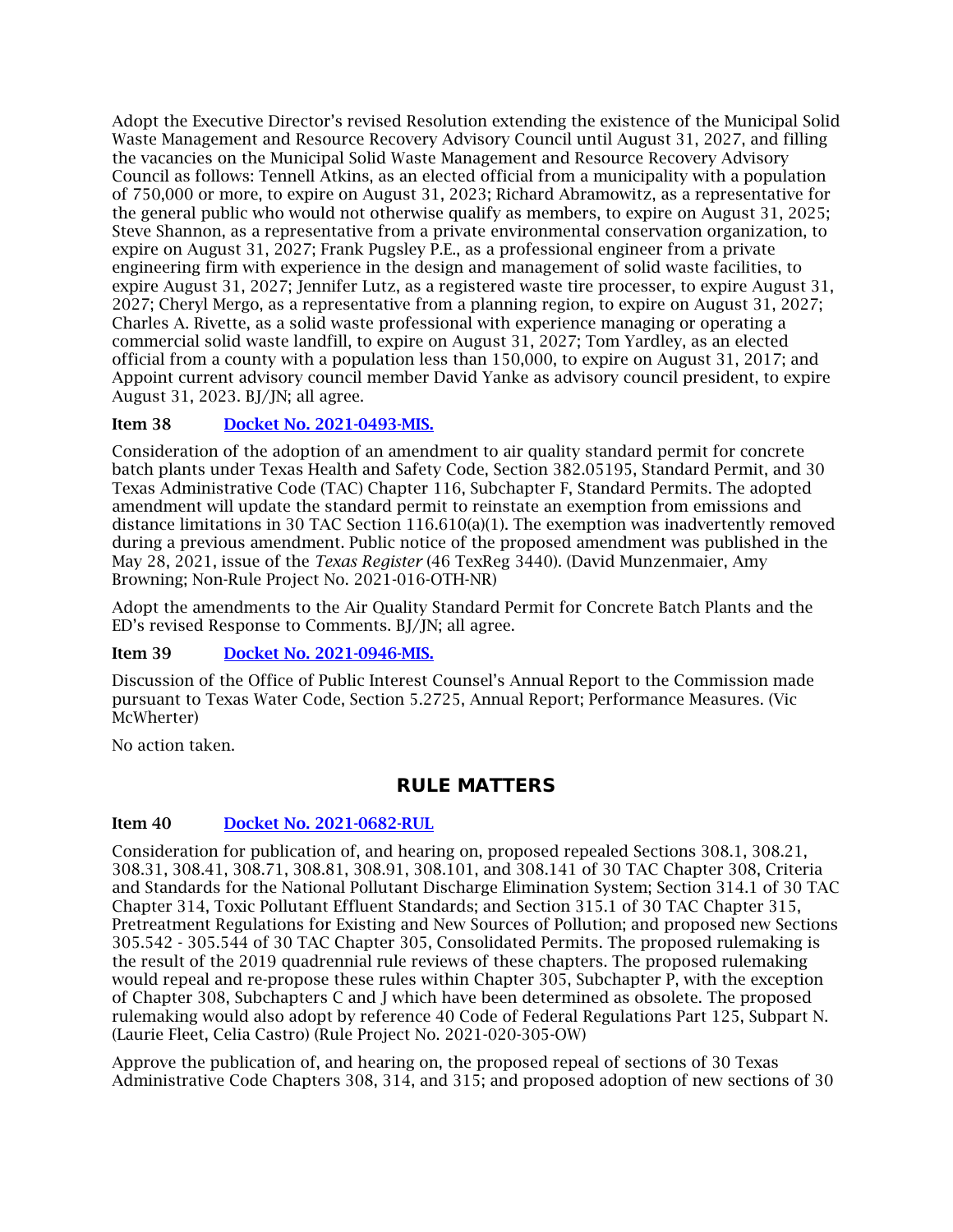Adopt the Executive Director's revised Resolution extending the existence of the Municipal Solid Waste Management and Resource Recovery Advisory Council until August 31, 2027, and filling the vacancies on the Municipal Solid Waste Management and Resource Recovery Advisory Council as follows: Tennell Atkins, as an elected official from a municipality with a population of 750,000 or more, to expire on August 31, 2023; Richard Abramowitz, as a representative for the general public who would not otherwise qualify as members, to expire on August 31, 2025; Steve Shannon, as a representative from a private environmental conservation organization, to expire on August 31, 2027; Frank Pugsley P.E., as a professional engineer from a private engineering firm with experience in the design and management of solid waste facilities, to expire August 31, 2027; Jennifer Lutz, as a registered waste tire processer, to expire August 31, 2027; Cheryl Mergo, as a representative from a planning region, to expire on August 31, 2027; Charles A. Rivette, as a solid waste professional with experience managing or operating a commercial solid waste landfill, to expire on August 31, 2027; Tom Yardley, as an elected official from a county with a population less than 150,000, to expire on August 31, 2017; and Appoint current advisory council member David Yanke as advisory council president, to expire August 31, 2023. BJ/JN; all agree.

**Item 38** [Docket No. 2021-0493-MIS.]

Consideration of the adoption of an amendment to air quality standard permit for concrete batch plants under Texas Health and Safety Code, Section 382.05195, Standard Permit, and 30 Texas Administrative Code (TAC) Chapter 116, Subchapter F, Standard Permits. The adopted amendment will update the standard permit to reinstate an exemption from emissions and distance limitations in 30 TAC Section 116.610(a)(1). The exemption was inadvertently removed during a previous amendment. Public notice of the proposed amendment was published in the May 28, 2021, issue of the *Texas Register* (46 TexReg 3440). (David Munzenmaier, Amy Browning; Non-Rule Project No. 2021-016-OTH-NR)

Adopt the amendments to the Air Quality Standard Permit for Concrete Batch Plants and the ED's revised Response to Comments. BJ/JN; all agree.

**Item 39** [Docket No. 2021-0946-MIS.]

Discussion of the Office of Public Interest Counsel's Annual Report to the Commission made pursuant to Texas Water Code, Section 5.2725, Annual Report; Performance Measures. (Vic McWherter)

No action taken.

## RULE MATTERS

**Item 40** [Docket No. 2021-0682-RUL]

Consideration for publication of, and hearing on, proposed repealed Sections 308.1, 308.21, 308.31, 308.41, 308.71, 308.81, 308.91, 308.101, and 308.141 of 30 TAC Chapter 308, Criteria and Standards for the National Pollutant Discharge Elimination System; Section 314.1 of 30 TAC Chapter 314, Toxic Pollutant Effluent Standards; and Section 315.1 of 30 TAC Chapter 315, Pretreatment Regulations for Existing and New Sources of Pollution; and proposed new Sections 305.542 - 305.544 of 30 TAC Chapter 305, Consolidated Permits. The proposed rulemaking is the result of the 2019 quadrennial rule reviews of these chapters. The proposed rulemaking would repeal and re-propose these rules within Chapter 305, Subchapter P, with the exception of Chapter 308, Subchapters C and J which have been determined as obsolete. The proposed rulemaking would also adopt by reference 40 Code of Federal Regulations Part 125, Subpart N. (Laurie Fleet, Celia Castro) (Rule Project No. 2021-020-305-OW)

Approve the publication of, and hearing on, the proposed repeal of sections of 30 Texas Administrative Code Chapters 308, 314, and 315; and proposed adoption of new sections of 30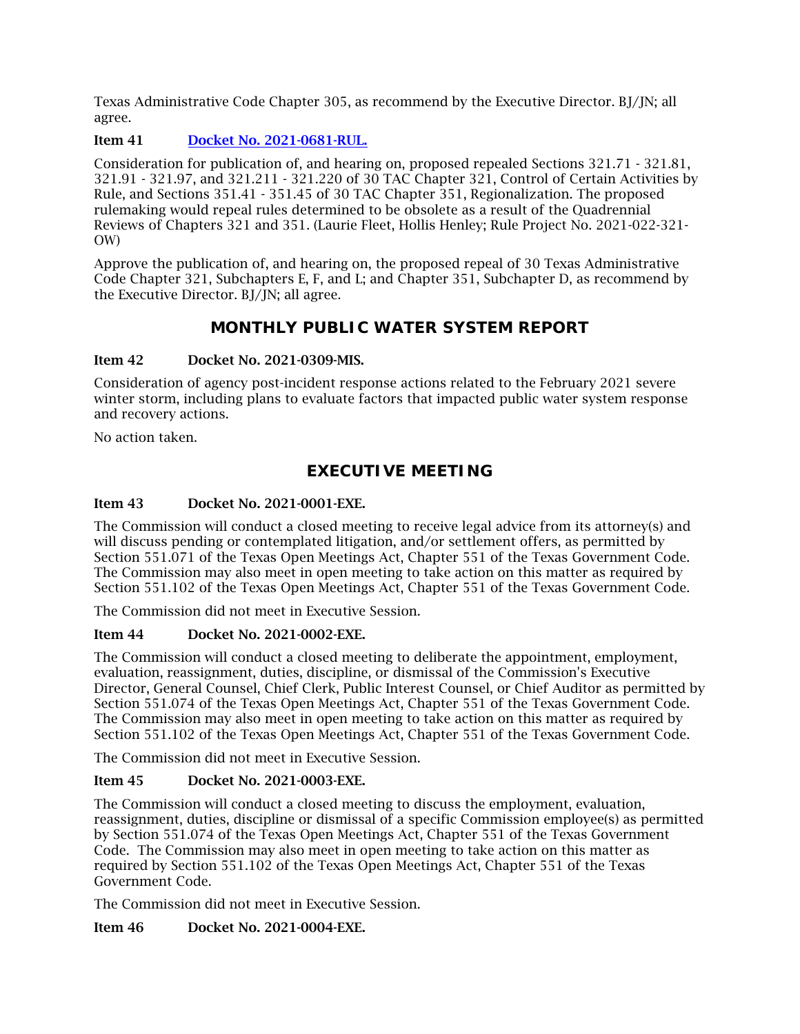Texas Administrative Code Chapter 305, as recommend by the Executive Director. BJ/JN; all agree.

**Item 41** [Docket No. 2021-0681-RUL.]

Consideration for publication of, and hearing on, proposed repealed Sections 321.71 - 321.81, 321.91 - 321.97, and 321.211 - 321.220 of 30 TAC Chapter 321, Control of Certain Activities by Rule, and Sections 351.41 - 351.45 of 30 TAC Chapter 351, Regionalization. The proposed rulemaking would repeal rules determined to be obsolete as a result of the Quadrennial Reviews of Chapters 321 and 351. (Laurie Fleet, Hollis Henley; Rule Project No. 2021-022-321-OW)

Approve the publication of, and hearing on, the proposed repeal of 30 Texas Administrative Code Chapter 321, Subchapters E, F, and L; and Chapter 351, Subchapter D, as recommend by the Executive Director. BJ/JN; all agree.

## MONTHLY PUBLIC WATER SYSTEM REPORT

**Item 42** **Docket No. 2021-0309-MIS.**

Consideration of agency post-incident response actions related to the February 2021 severe winter storm, including plans to evaluate factors that impacted public water system response and recovery actions.

No action taken.

## EXECUTIVE MEETING

**Item 43** **Docket No. 2021-0001-EXE.**

The Commission will conduct a closed meeting to receive legal advice from its attorney(s) and will discuss pending or contemplated litigation, and/or settlement offers, as permitted by Section 551.071 of the Texas Open Meetings Act, Chapter 551 of the Texas Government Code. The Commission may also meet in open meeting to take action on this matter as required by Section 551.102 of the Texas Open Meetings Act, Chapter 551 of the Texas Government Code.

The Commission did not meet in Executive Session.

**Item 44** **Docket No. 2021-0002-EXE.**

The Commission will conduct a closed meeting to deliberate the appointment, employment, evaluation, reassignment, duties, discipline, or dismissal of the Commission's Executive Director, General Counsel, Chief Clerk, Public Interest Counsel, or Chief Auditor as permitted by Section 551.074 of the Texas Open Meetings Act, Chapter 551 of the Texas Government Code. The Commission may also meet in open meeting to take action on this matter as required by Section 551.102 of the Texas Open Meetings Act, Chapter 551 of the Texas Government Code.

The Commission did not meet in Executive Session.

**Item 45** **Docket No. 2021-0003-EXE.**

The Commission will conduct a closed meeting to discuss the employment, evaluation, reassignment, duties, discipline or dismissal of a specific Commission employee(s) as permitted by Section 551.074 of the Texas Open Meetings Act, Chapter 551 of the Texas Government Code. The Commission may also meet in open meeting to take action on this matter as required by Section 551.102 of the Texas Open Meetings Act, Chapter 551 of the Texas Government Code.

The Commission did not meet in Executive Session.

**Item 46** **Docket No. 2021-0004-EXE.**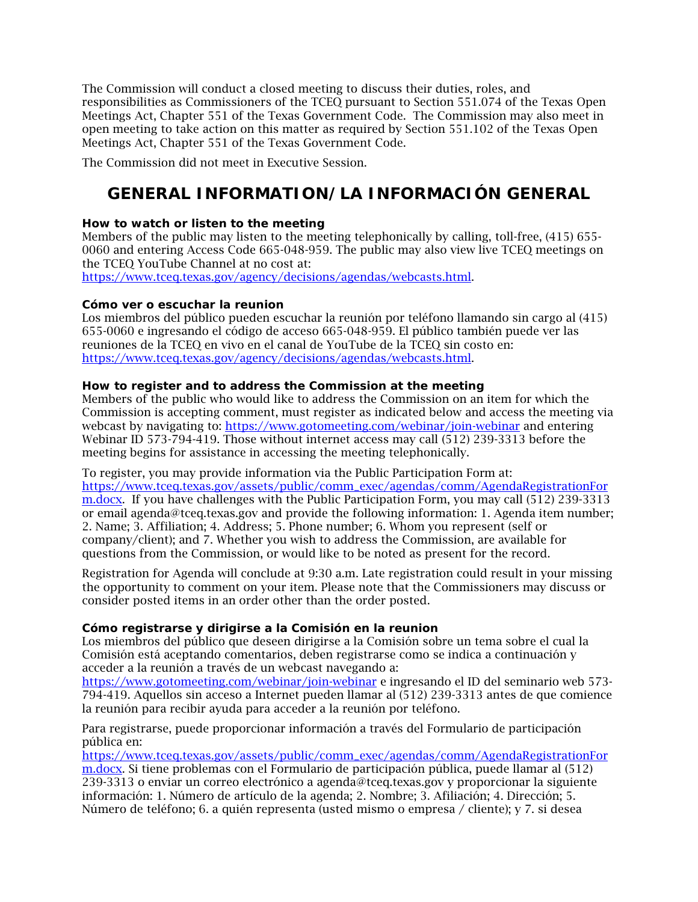The Commission will conduct a closed meeting to discuss their duties, roles, and responsibilities as Commissioners of the TCEQ pursuant to Section 551.074 of the Texas Open Meetings Act, Chapter 551 of the Texas Government Code. The Commission may also meet in open meeting to take action on this matter as required by Section 551.102 of the Texas Open Meetings Act, Chapter 551 of the Texas Government Code.

The Commission did not meet in Executive Session.

# GENERAL INFORMATION/LA INFORMACIÓN GENERAL

**How to watch or listen to the meeting**
Members of the public may listen to the meeting telephonically by calling, toll-free, (415) 655-0060 and entering Access Code 665-048-959. The public may also view live TCEQ meetings on the TCEQ YouTube Channel at no cost at:
https://www.tceq.texas.gov/agency/decisions/agendas/webcasts.html.

**Cómo ver o escuchar la reunion**
Los miembros del público pueden escuchar la reunión por teléfono llamando sin cargo al (415) 655-0060 e ingresando el código de acceso 665-048-959. El público también puede ver las reuniones de la TCEQ en vivo en el canal de YouTube de la TCEQ sin costo en:
https://www.tceq.texas.gov/agency/decisions/agendas/webcasts.html.

**How to register and to address the Commission at the meeting**
Members of the public who would like to address the Commission on an item for which the Commission is accepting comment, must register as indicated below and access the meeting via webcast by navigating to: https://www.gotomeeting.com/webinar/join-webinar and entering Webinar ID 573-794-419. Those without internet access may call (512) 239-3313 before the meeting begins for assistance in accessing the meeting telephonically.

To register, you may provide information via the Public Participation Form at:
https://www.tceq.texas.gov/assets/public/comm_exec/agendas/comm/AgendaRegistrationForm.docx. If you have challenges with the Public Participation Form, you may call (512) 239-3313 or email agenda@tceq.texas.gov and provide the following information: 1. Agenda item number; 2. Name; 3. Affiliation; 4. Address; 5. Phone number; 6. Whom you represent (self or company/client); and 7. Whether you wish to address the Commission, are available for questions from the Commission, or would like to be noted as present for the record.

Registration for Agenda will conclude at 9:30 a.m. Late registration could result in your missing the opportunity to comment on your item. Please note that the Commissioners may discuss or consider posted items in an order other than the order posted.

**Cómo registrarse y dirigirse a la Comisión en la reunion**
Los miembros del público que deseen dirigirse a la Comisión sobre un tema sobre el cual la Comisión está aceptando comentarios, deben registrarse como se indica a continuación y acceder a la reunión a través de un webcast navegando a:
https://www.gotomeeting.com/webinar/join-webinar e ingresando el ID del seminario web 573-794-419. Aquellos sin acceso a Internet pueden llamar al (512) 239-3313 antes de que comience la reunión para recibir ayuda para acceder a la reunión por teléfono.

Para registrarse, puede proporcionar información a través del Formulario de participación pública en:
https://www.tceq.texas.gov/assets/public/comm_exec/agendas/comm/AgendaRegistrationForm.docx. Si tiene problemas con el Formulario de participación pública, puede llamar al (512) 239-3313 o enviar un correo electrónico a agenda@tceq.texas.gov y proporcionar la siguiente información: 1. Número de artículo de la agenda; 2. Nombre; 3. Afiliación; 4. Dirección; 5. Número de teléfono; 6. a quién representa (usted mismo o empresa / cliente); y 7. si desea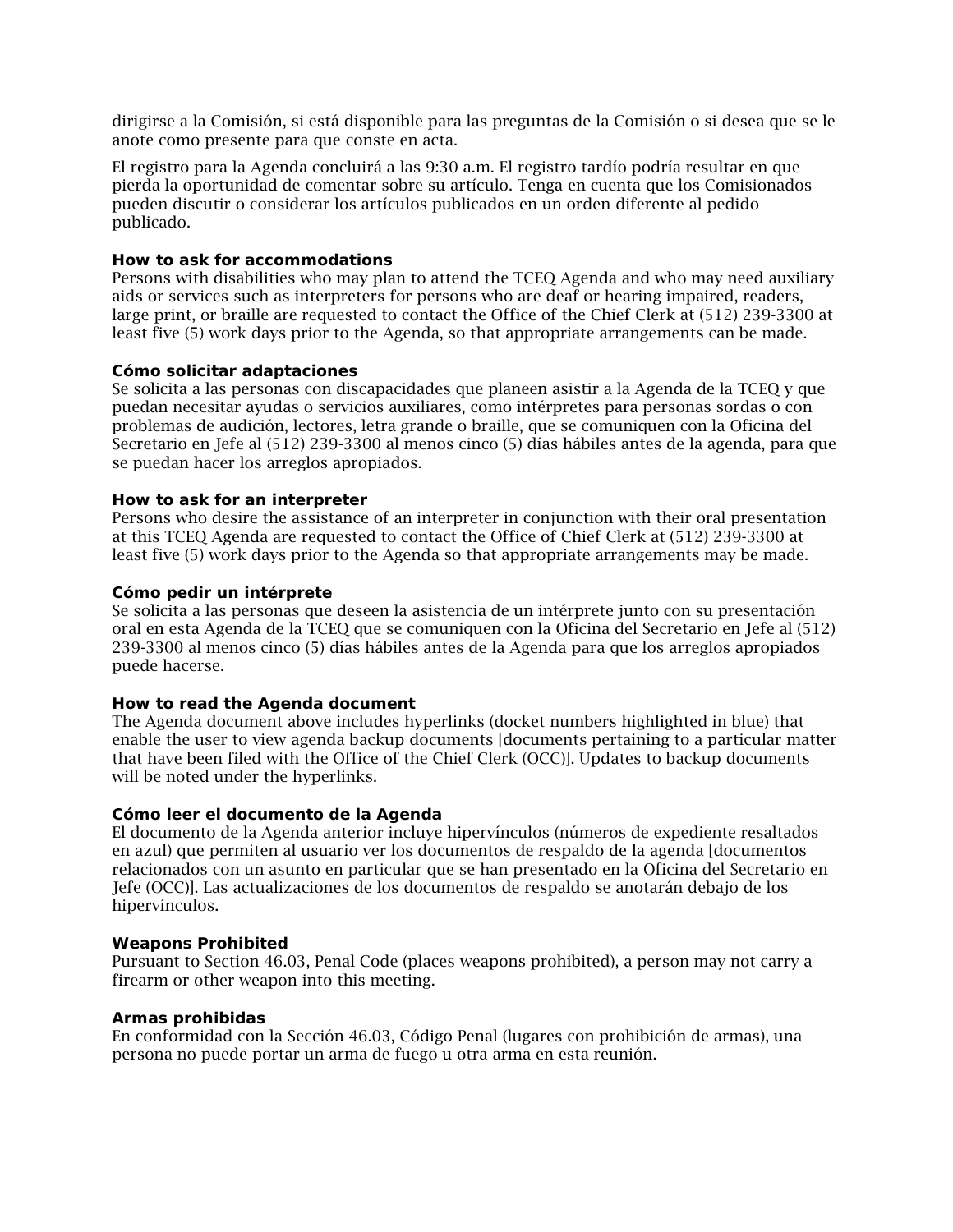dirigirse a la Comisión, si está disponible para las preguntas de la Comisión o si desea que se le anote como presente para que conste en acta.

El registro para la Agenda concluirá a las 9:30 a.m. El registro tardío podría resultar en que pierda la oportunidad de comentar sobre su artículo. Tenga en cuenta que los Comisionados pueden discutir o considerar los artículos publicados en un orden diferente al pedido publicado.

**How to ask for accommodations**
Persons with disabilities who may plan to attend the TCEQ Agenda and who may need auxiliary aids or services such as interpreters for persons who are deaf or hearing impaired, readers, large print, or braille are requested to contact the Office of the Chief Clerk at (512) 239-3300 at least five (5) work days prior to the Agenda, so that appropriate arrangements can be made.

**Cómo solicitar adaptaciones**
Se solicita a las personas con discapacidades que planeen asistir a la Agenda de la TCEQ y que puedan necesitar ayudas o servicios auxiliares, como intérpretes para personas sordas o con problemas de audición, lectores, letra grande o braille, que se comuniquen con la Oficina del Secretario en Jefe al (512) 239-3300 al menos cinco (5) días hábiles antes de la agenda, para que se puedan hacer los arreglos apropiados.

**How to ask for an interpreter**
Persons who desire the assistance of an interpreter in conjunction with their oral presentation at this TCEQ Agenda are requested to contact the Office of Chief Clerk at (512) 239-3300 at least five (5) work days prior to the Agenda so that appropriate arrangements may be made.

**Cómo pedir un intérprete**
Se solicita a las personas que deseen la asistencia de un intérprete junto con su presentación oral en esta Agenda de la TCEQ que se comuniquen con la Oficina del Secretario en Jefe al (512) 239-3300 al menos cinco (5) días hábiles antes de la Agenda para que los arreglos apropiados puede hacerse.

**How to read the Agenda document**
The Agenda document above includes hyperlinks (docket numbers highlighted in blue) that enable the user to view agenda backup documents [documents pertaining to a particular matter that have been filed with the Office of the Chief Clerk (OCC)]. Updates to backup documents will be noted under the hyperlinks.

**Cómo leer el documento de la Agenda**
El documento de la Agenda anterior incluye hipervínculos (números de expediente resaltados en azul) que permiten al usuario ver los documentos de respaldo de la agenda [documentos relacionados con un asunto en particular que se han presentado en la Oficina del Secretario en Jefe (OCC)]. Las actualizaciones de los documentos de respaldo se anotarán debajo de los hipervínculos.

**Weapons Prohibited**
Pursuant to Section 46.03, Penal Code (places weapons prohibited), a person may not carry a firearm or other weapon into this meeting.

**Armas prohibidas**
En conformidad con la Sección 46.03, Código Penal (lugares con prohibición de armas), una persona no puede portar un arma de fuego u otra arma en esta reunión.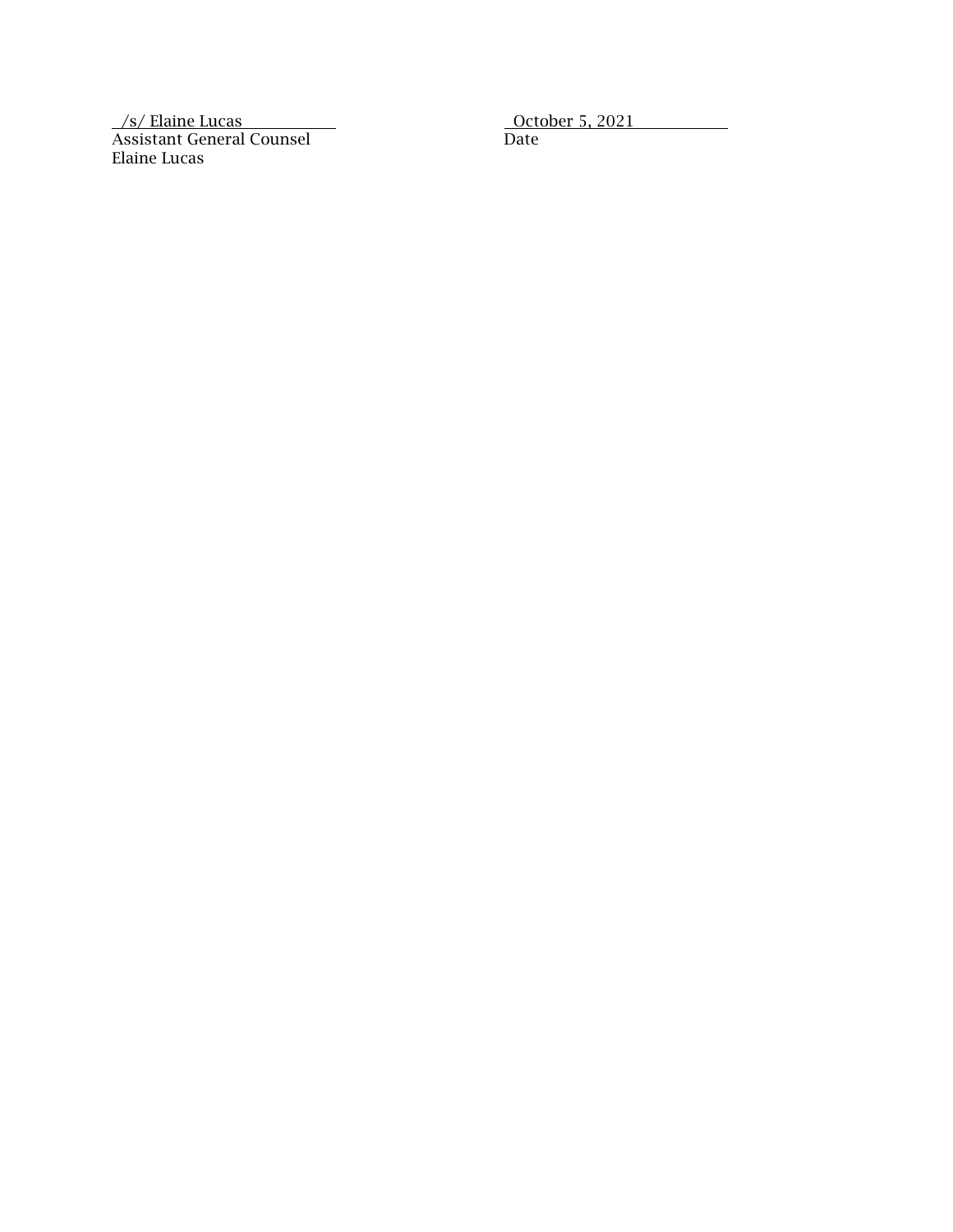/s/ Elaine Lucas
Assistant General Counsel
Elaine Lucas

October 5, 2021
Date